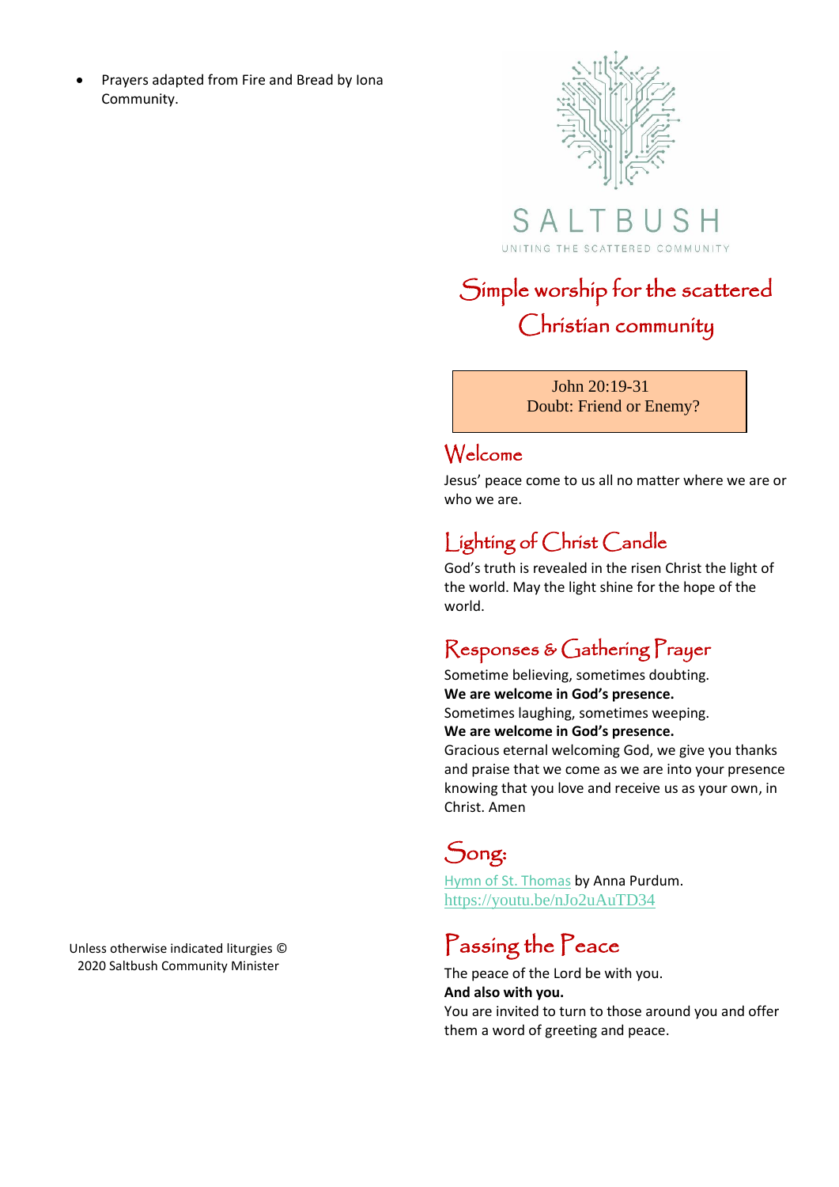- Prayers adapted from Fire and Bread by Iona Community.

Unless otherwise indicated liturgies © 2020 Saltbush Community Minister

SALTBUSH

UNITING THE SCATTERED COMMUNITY

# Simple worship for the scattered Christian community

John 20:19-31
Doubt: Friend or Enemy?

## Welcome

Jesus' peace come to us all no matter where we are or who we are.

## Lighting of Christ Candle

God's truth is revealed in the risen Christ the light of the world. May the light shine for the hope of the world.

## Responses & Gathering Prayer

Sometime believing, sometimes doubting.
**We are welcome in God's presence.**
Sometimes laughing, sometimes weeping.
**We are welcome in God's presence.**
Gracious eternal welcoming God, we give you thanks and praise that we come as we are into your presence knowing that you love and receive us as your own, in Christ. Amen

## Song:

Hymn of St. Thomas by Anna Purdum.
https://youtu.be/nJo2uAuTD34

## Passing the Peace

The peace of the Lord be with you.
**And also with you.**
You are invited to turn to those around you and offer them a word of greeting and peace.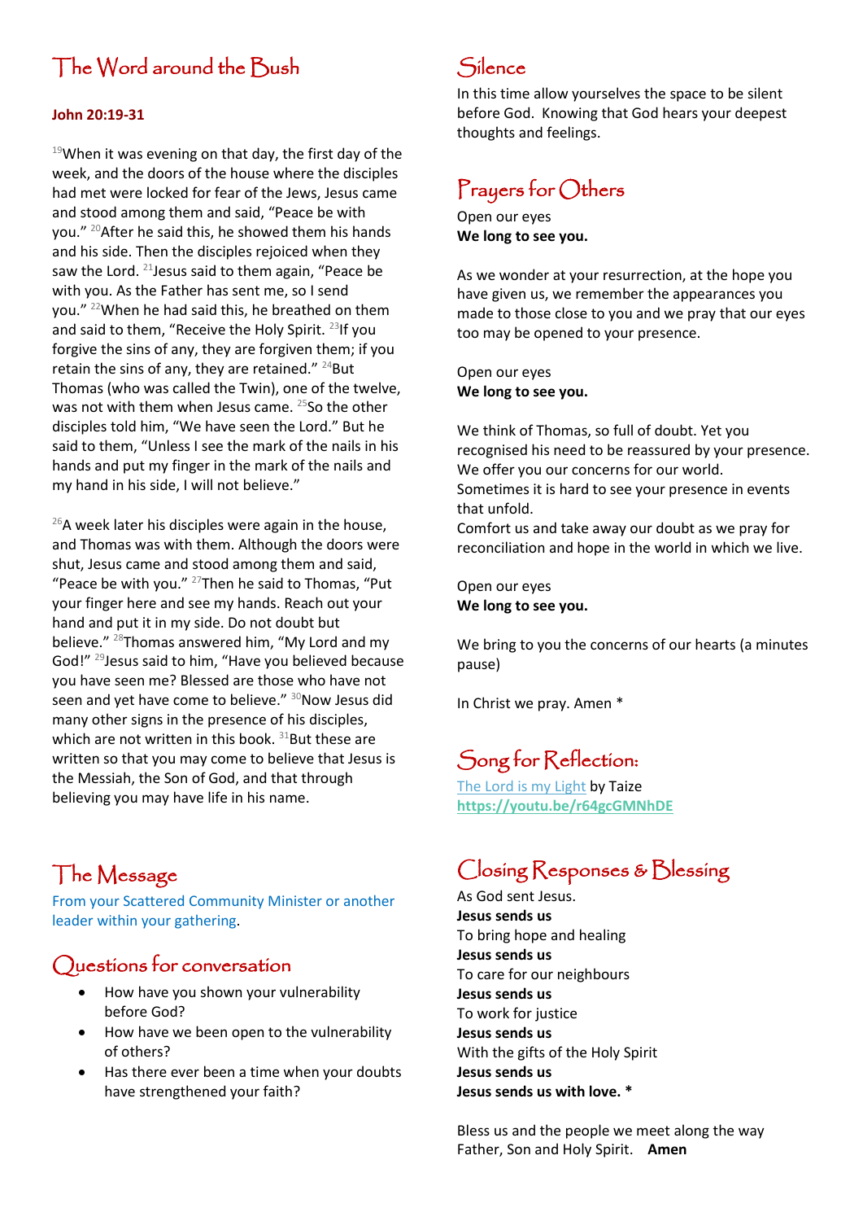## The Word around the Bush

**John 20:19-31**

[19]When it was evening on that day, the first day of the week, and the doors of the house where the disciples had met were locked for fear of the Jews, Jesus came and stood among them and said, "Peace be with you." [20]After he said this, he showed them his hands and his side. Then the disciples rejoiced when they saw the Lord. [21]Jesus said to them again, "Peace be with you. As the Father has sent me, so I send you." [22]When he had said this, he breathed on them and said to them, "Receive the Holy Spirit. [23]If you forgive the sins of any, they are forgiven them; if you retain the sins of any, they are retained." [24]But Thomas (who was called the Twin), one of the twelve, was not with them when Jesus came. [25]So the other disciples told him, "We have seen the Lord." But he said to them, "Unless I see the mark of the nails in his hands and put my finger in the mark of the nails and my hand in his side, I will not believe."

[26]A week later his disciples were again in the house, and Thomas was with them. Although the doors were shut, Jesus came and stood among them and said, "Peace be with you." [27]Then he said to Thomas, "Put your finger here and see my hands. Reach out your hand and put it in my side. Do not doubt but believe." [28]Thomas answered him, "My Lord and my God!" [29]Jesus said to him, "Have you believed because you have seen me? Blessed are those who have not seen and yet have come to believe." [30]Now Jesus did many other signs in the presence of his disciples, which are not written in this book. [31]But these are written so that you may come to believe that Jesus is the Messiah, the Son of God, and that through believing you may have life in his name.

## The Message

From your Scattered Community Minister or another leader within your gathering.

## Questions for conversation

- How have you shown your vulnerability before God?
- How have we been open to the vulnerability of others?
- Has there ever been a time when your doubts have strengthened your faith?

## Silence

In this time allow yourselves the space to be silent before God. Knowing that God hears your deepest thoughts and feelings.

## Prayers for Others

Open our eyes
**We long to see you.**

As we wonder at your resurrection, at the hope you have given us, we remember the appearances you made to those close to you and we pray that our eyes too may be opened to your presence.

Open our eyes
**We long to see you.**

We think of Thomas, so full of doubt. Yet you recognised his need to be reassured by your presence.
We offer you our concerns for our world.
Sometimes it is hard to see your presence in events that unfold.
Comfort us and take away our doubt as we pray for reconciliation and hope in the world in which we live.

Open our eyes
**We long to see you.**

We bring to you the concerns of our hearts (a minutes pause)

In Christ we pray. Amen *

## Song for Reflection:

The Lord is my Light by Taize
**https://youtu.be/r64gcGMNhDE**

## Closing Responses & Blessing

As God sent Jesus.
**Jesus sends us**
To bring hope and healing
**Jesus sends us**
To care for our neighbours
**Jesus sends us**
To work for justice
**Jesus sends us**
With the gifts of the Holy Spirit
**Jesus sends us**
**Jesus sends us with love.** *

Bless us and the people we meet along the way
Father, Son and Holy Spirit. **Amen**